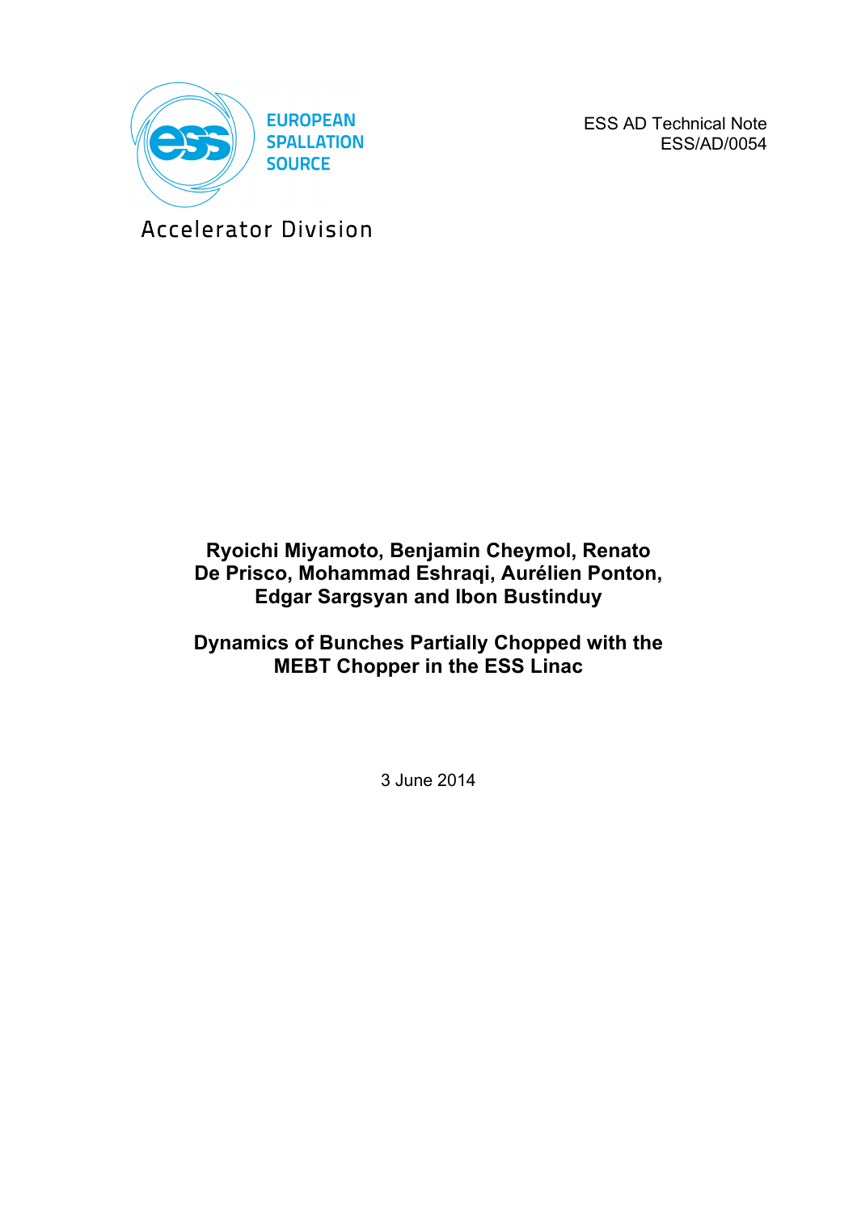EUROPEAN
SPALLATION
SOURCE

Accelerator Division

ESS AD Technical Note
ESS/AD/0054

**Ryoichi Miyamoto, Benjamin Cheymol, Renato De Prisco, Mohammad Eshraqi, Aurélien Ponton, Edgar Sargsyan and Ibon Bustinduy**

# Dynamics of Bunches Partially Chopped with the MEBT Chopper in the ESS Linac

3 June 2014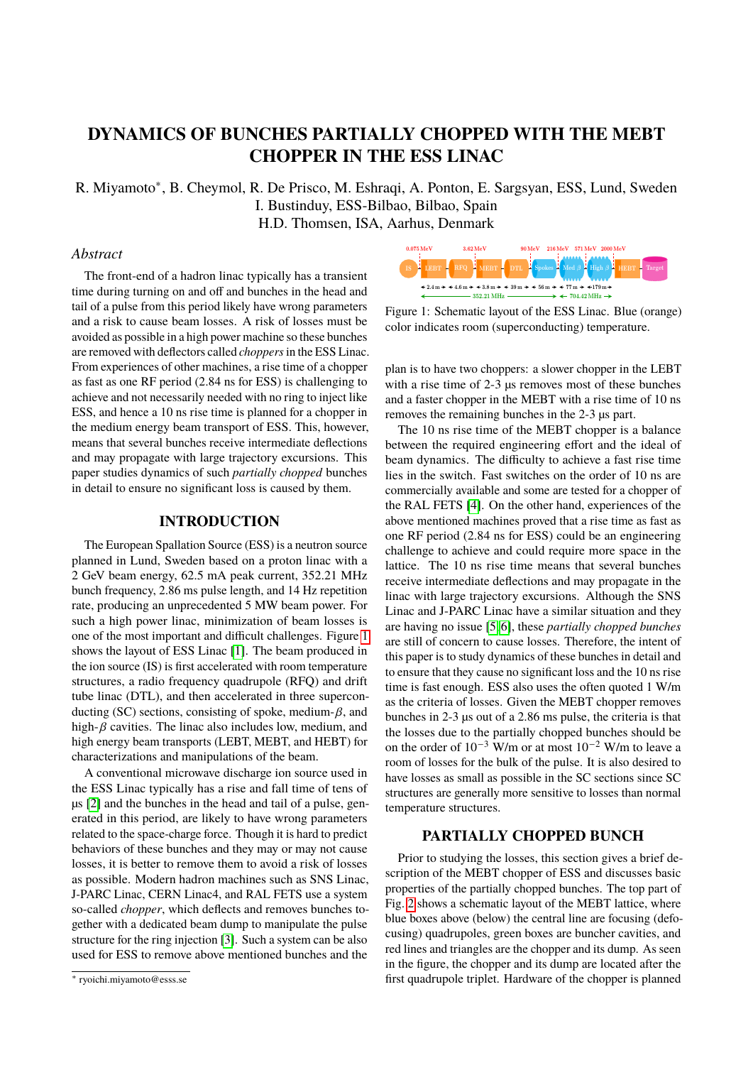# DYNAMICS OF BUNCHES PARTIALLY CHOPPED WITH THE MEBT CHOPPER IN THE ESS LINAC

R. Miyamoto*, B. Cheymol, R. De Prisco, M. Eshraqi, A. Ponton, E. Sargsyan, ESS, Lund, Sweden
I. Bustinduy, ESS-Bilbao, Bilbao, Spain
H.D. Thomsen, ISA, Aarhus, Denmark

## *Abstract*

The front-end of a hadron linac typically has a transient time during turning on and off and bunches in the head and tail of a pulse from this period likely have wrong parameters and a risk to cause beam losses. A risk of losses must be avoided as possible in a high power machine so these bunches are removed with deflectors called *choppers* in the ESS Linac. From experiences of other machines, a rise time of a chopper as fast as one RF period (2.84 ns for ESS) is challenging to achieve and not necessarily needed with no ring to inject like ESS, and hence a 10 ns rise time is planned for a chopper in the medium energy beam transport of ESS. This, however, means that several bunches receive intermediate deflections and may propagate with large trajectory excursions. This paper studies dynamics of such *partially chopped* bunches in detail to ensure no significant loss is caused by them.

## INTRODUCTION

The European Spallation Source (ESS) is a neutron source planned in Lund, Sweden based on a proton linac with a 2 GeV beam energy, 62.5 mA peak current, 352.21 MHz bunch frequency, 2.86 ms pulse length, and 14 Hz repetition rate, producing an unprecedented 5 MW beam power. For such a high power linac, minimization of beam losses is one of the most important and difficult challenges. Figure 1 shows the layout of ESS Linac [1]. The beam produced in the ion source (IS) is first accelerated with room temperature structures, a radio frequency quadrupole (RFQ) and drift tube linac (DTL), and then accelerated in three superconducting (SC) sections, consisting of spoke, medium-$\beta$, and high-$\beta$ cavities. The linac also includes low, medium, and high energy beam transports (LEBT, MEBT, and HEBT) for characterizations and manipulations of the beam.

A conventional microwave discharge ion source used in the ESS Linac typically has a rise and fall time of tens of μs [2] and the bunches in the head and tail of a pulse, generated in this period, are likely to have wrong parameters related to the space-charge force. Though it is hard to predict behaviors of these bunches and they may or may not cause losses, it is better to remove them to avoid a risk of losses as possible. Modern hadron machines such as SNS Linac, J-PARC Linac, CERN Linac4, and RAL FETS use a system so-called *chopper*, which deflects and removes bunches together with a dedicated beam dump to manipulate the pulse structure for the ring injection [3]. Such a system can be also used for ESS to remove above mentioned bunches and the plan is to have two choppers: a slower chopper in the LEBT with a rise time of 2-3 μs removes most of these bunches and a faster chopper in the MEBT with a rise time of 10 ns removes the remaining bunches in the 2-3 μs part.

Figure 1: Schematic layout of the ESS Linac. Blue (orange) color indicates room (superconducting) temperature.

The 10 ns rise time of the MEBT chopper is a balance between the required engineering effort and the ideal of beam dynamics. The difficulty to achieve a fast rise time lies in the switch. Fast switches on the order of 10 ns are commercially available and some are tested for a chopper of the RAL FETS [4]. On the other hand, experiences of the above mentioned machines proved that a rise time as fast as one RF period (2.84 ns for ESS) could be an engineering challenge to achieve and could require more space in the lattice. The 10 ns rise time means that several bunches receive intermediate deflections and may propagate in the linac with large trajectory excursions. Although the SNS Linac and J-PARC Linac have a similar situation and they are having no issue [5, 6], these *partially chopped bunches* are still of concern to cause losses. Therefore, the intent of this paper is to study dynamics of these bunches in detail and to ensure that they cause no significant loss and the 10 ns rise time is fast enough. ESS also uses the often quoted 1 W/m as the criteria of losses. Given the MEBT chopper removes bunches in 2-3 μs out of a 2.86 ms pulse, the criteria is that the losses due to the partially chopped bunches should be on the order of $10^{-3}$ W/m or at most $10^{-2}$ W/m to leave a room of losses for the bulk of the pulse. It is also desired to have losses as small as possible in the SC sections since SC structures are generally more sensitive to losses than normal temperature structures.

## PARTIALLY CHOPPED BUNCH

Prior to studying the losses, this section gives a brief description of the MEBT chopper of ESS and discusses basic properties of the partially chopped bunches. The top part of Fig. 2 shows a schematic layout of the MEBT lattice, where blue boxes above (below) the central line are focusing (defocusing) quadrupoles, green boxes are buncher cavities, and red lines and triangles are the chopper and its dump. As seen in the figure, the chopper and its dump are located after the first quadrupole triplet. Hardware of the chopper is planned

---

* ryoichi.miyamoto@esss.se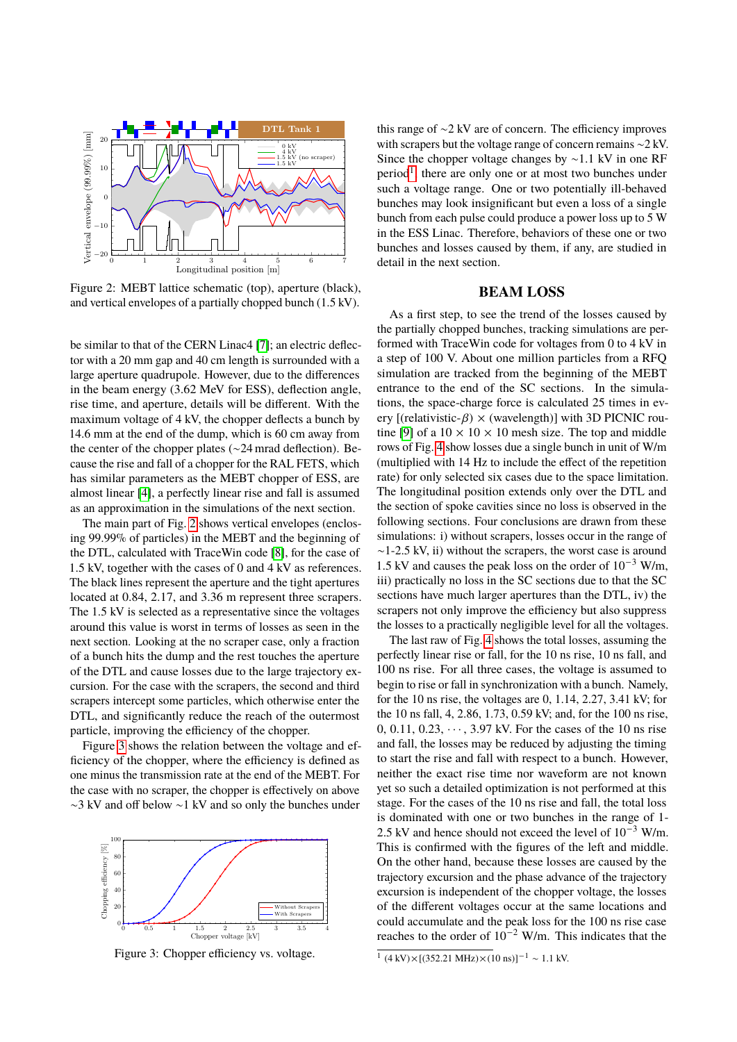Figure 2: MEBT lattice schematic (top), aperture (black), and vertical envelopes of a partially chopped bunch (1.5 kV).

be similar to that of the CERN Linac4 [7]; an electric deflector with a 20 mm gap and 40 cm length is surrounded with a large aperture quadrupole. However, due to the differences in the beam energy (3.62 MeV for ESS), deflection angle, rise time, and aperture, details will be different. With the maximum voltage of 4 kV, the chopper deflects a bunch by 14.6 mm at the end of the dump, which is 60 cm away from the center of the chopper plates (~24 mrad deflection). Because the rise and fall of a chopper for the RAL FETS, which has similar parameters as the MEBT chopper of ESS, are almost linear [4], a perfectly linear rise and fall is assumed as an approximation in the simulations of the next section.

The main part of Fig. 2 shows vertical envelopes (enclosing 99.99% of particles) in the MEBT and the beginning of the DTL, calculated with TraceWin code [8], for the case of 1.5 kV, together with the cases of 0 and 4 kV as references. The black lines represent the aperture and the tight apertures located at 0.84, 2.17, and 3.36 m represent three scrapers. The 1.5 kV is selected as a representative since the voltages around this value is worst in terms of losses as seen in the next section. Looking at the no scraper case, only a fraction of a bunch hits the dump and the rest touches the aperture of the DTL and cause losses due to the large trajectory excursion. For the case with the scrapers, the second and third scrapers intercept some particles, which otherwise enter the DTL, and significantly reduce the reach of the outermost particle, improving the efficiency of the chopper.

Figure 3 shows the relation between the voltage and efficiency of the chopper, where the efficiency is defined as one minus the transmission rate at the end of the MEBT. For the case with no scraper, the chopper is effectively on above ~3 kV and off below ~1 kV and so only the bunches under

Figure 3: Chopper efficiency vs. voltage.

this range of ~2 kV are of concern. The efficiency improves with scrapers but the voltage range of concern remains ~2 kV. Since the chopper voltage changes by ~1.1 kV in one RF period[1], there are only one or at most two bunches under such a voltage range. One or two potentially ill-behaved bunches may look insignificant but even a loss of a single bunch from each pulse could produce a power loss up to 5 W in the ESS Linac. Therefore, behaviors of these one or two bunches and losses caused by them, if any, are studied in detail in the next section.

## BEAM LOSS

As a first step, to see the trend of the losses caused by the partially chopped bunches, tracking simulations are performed with TraceWin code for voltages from 0 to 4 kV in a step of 100 V. About one million particles from a RFQ simulation are tracked from the beginning of the MEBT entrance to the end of the SC sections. In the simulations, the space-charge force is calculated 25 times in every [(relativistic-$\beta$) $\times$ (wavelength)] with 3D PICNIC routine [9] of a $10 \times 10 \times 10$ mesh size. The top and middle rows of Fig. 4 show losses due a single bunch in unit of W/m (multiplied with 14 Hz to include the effect of the repetition rate) for only selected six cases due to the space limitation. The longitudinal position extends only over the DTL and the section of spoke cavities since no loss is observed in the following sections. Four conclusions are drawn from these simulations: i) without scrapers, losses occur in the range of ~1-2.5 kV, ii) without the scrapers, the worst case is around 1.5 kV and causes the peak loss on the order of $10^{-3}$ W/m, iii) practically no loss in the SC sections due to that the SC sections have much larger apertures than the DTL, iv) the scrapers not only improve the efficiency but also suppress the losses to a practically negligible level for all the voltages.

The last raw of Fig. 4 shows the total losses, assuming the perfectly linear rise or fall, for the 10 ns rise, 10 ns fall, and 100 ns rise. For all three cases, the voltage is assumed to begin to rise or fall in synchronization with a bunch. Namely, for the 10 ns rise, the voltages are 0, 1.14, 2.27, 3.41 kV; for the 10 ns fall, 4, 2.86, 1.73, 0.59 kV; and, for the 100 ns rise, 0, 0.11, 0.23, $\cdots$, 3.97 kV. For the cases of the 10 ns rise and fall, the losses may be reduced by adjusting the timing to start the rise and fall with respect to a bunch. However, neither the exact rise time nor waveform are not known yet so such a detailed optimization is not performed at this stage. For the cases of the 10 ns rise and fall, the total loss is dominated with one or two bunches in the range of 1-2.5 kV and hence should not exceed the level of $10^{-3}$ W/m. This is confirmed with the figures of the left and middle. On the other hand, because these losses are caused by the trajectory excursion and the phase advance of the trajectory excursion is independent of the chopper voltage, the losses of the different voltages occur at the same locations and could accumulate and the peak loss for the 100 ns rise case reaches to the order of $10^{-2}$ W/m. This indicates that the

[1] $(4\text{ kV})\times[(352.21\text{ MHz})\times(10\text{ ns})]^{-1} \sim 1.1$ kV.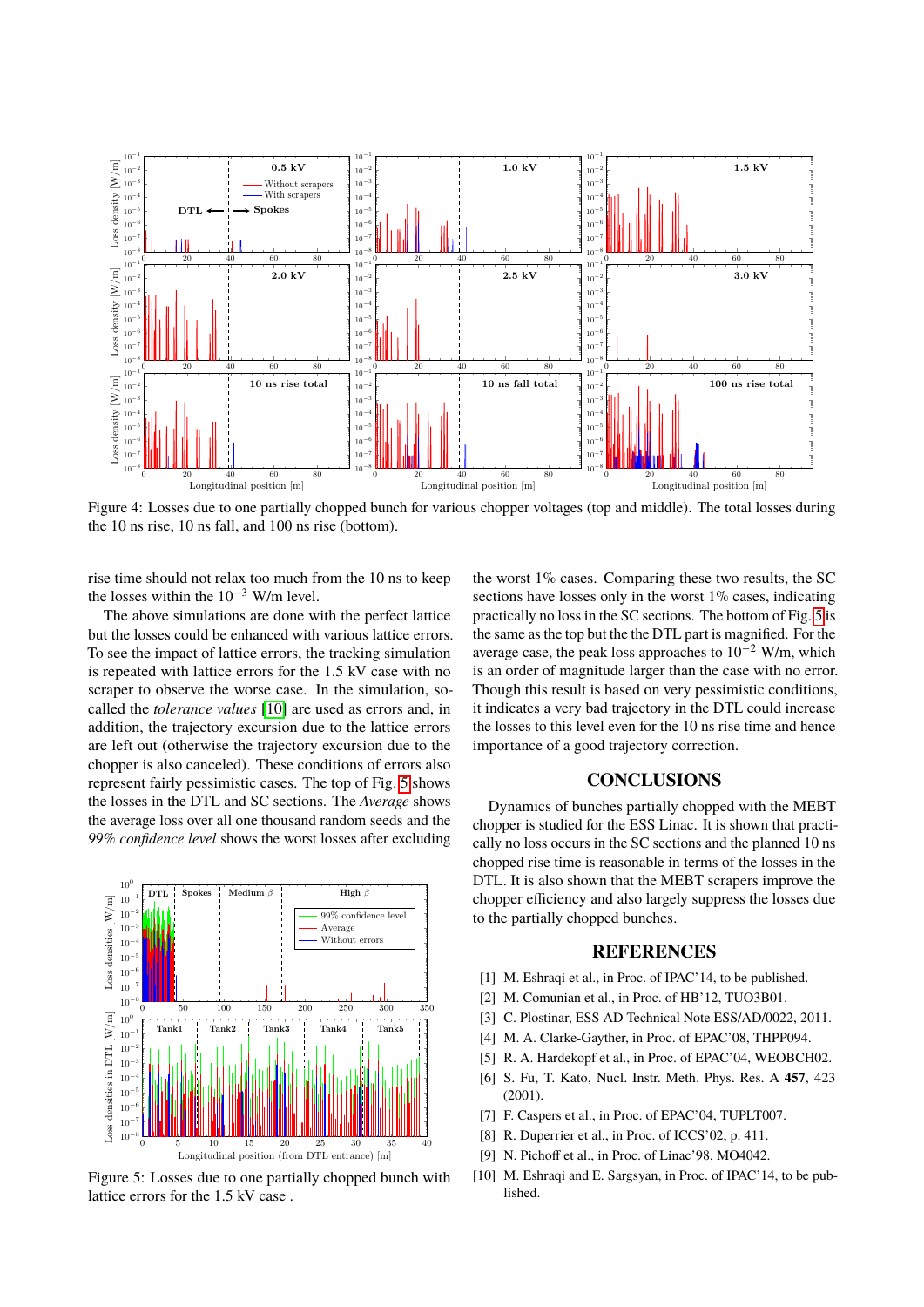0.5 kV
Without scrapers
With scrapers
DTL
Spokes
1.0 kV
1.5 kV
2.0 kV
2.5 kV
3.0 kV
10 ns rise total
10 ns fall total
100 ns rise total
Loss density [W/m]
Longitudinal position [m]

Figure 4: Losses due to one partially chopped bunch for various chopper voltages (top and middle). The total losses during the 10 ns rise, 10 ns fall, and 100 ns rise (bottom).

rise time should not relax too much from the 10 ns to keep the losses within the $10^{-3}$ W/m level.

The above simulations are done with the perfect lattice but the losses could be enhanced with various lattice errors. To see the impact of lattice errors, the tracking simulation is repeated with lattice errors for the 1.5 kV case with no scraper to observe the worse case. In the simulation, so-called the *tolerance values* [10] are used as errors and, in addition, the trajectory excursion due to the lattice errors are left out (otherwise the trajectory excursion due to the chopper is also canceled). These conditions of errors also represent fairly pessimistic cases. The top of Fig. 5 shows the losses in the DTL and SC sections. The *Average* shows the average loss over all one thousand random seeds and the *99% confidence level* shows the worst losses after excluding the worst 1% cases. Comparing these two results, the SC sections have losses only in the worst 1% cases, indicating practically no loss in the SC sections. The bottom of Fig. 5 is the same as the top but the the DTL part is magnified. For the average case, the peak loss approaches to $10^{-2}$ W/m, which is an order of magnitude larger than the case with no error. Though this result is based on very pessimistic conditions, it indicates a very bad trajectory in the DTL could increase the losses to this level even for the 10 ns rise time and hence importance of a good trajectory correction.

DTL
Spokes
Medium β
High β
99% confidence level
Average
Without errors
Loss densities [W/m]
Tank1
Tank2
Tank3
Tank4
Tank5
Loss densities in DTL [W/m]
Longitudinal position (from DTL entrance) [m]

Figure 5: Losses due to one partially chopped bunch with lattice errors for the 1.5 kV case .

## CONCLUSIONS

Dynamics of bunches partially chopped with the MEBT chopper is studied for the ESS Linac. It is shown that practically no loss occurs in the SC sections and the planned 10 ns chopped rise time is reasonable in terms of the losses in the DTL. It is also shown that the MEBT scrapers improve the chopper efficiency and also largely suppress the losses due to the partially chopped bunches.

## REFERENCES

[1] M. Eshraqi et al., in Proc. of IPAC'14, to be published.

[2] M. Comunian et al., in Proc. of HB'12, TUO3B01.

[3] C. Plostinar, ESS AD Technical Note ESS/AD/0022, 2011.

[4] M. A. Clarke-Gayther, in Proc. of EPAC'08, THPP094.

[5] R. A. Hardekopf et al., in Proc. of EPAC'04, WEOBCH02.

[6] S. Fu, T. Kato, Nucl. Instr. Meth. Phys. Res. A **457**, 423 (2001).

[7] F. Caspers et al., in Proc. of EPAC'04, TUPLT007.

[8] R. Duperrier et al., in Proc. of ICCS'02, p. 411.

[9] N. Pichoff et al., in Proc. of Linac'98, MO4042.

[10] M. Eshraqi and E. Sargsyan, in Proc. of IPAC'14, to be published.